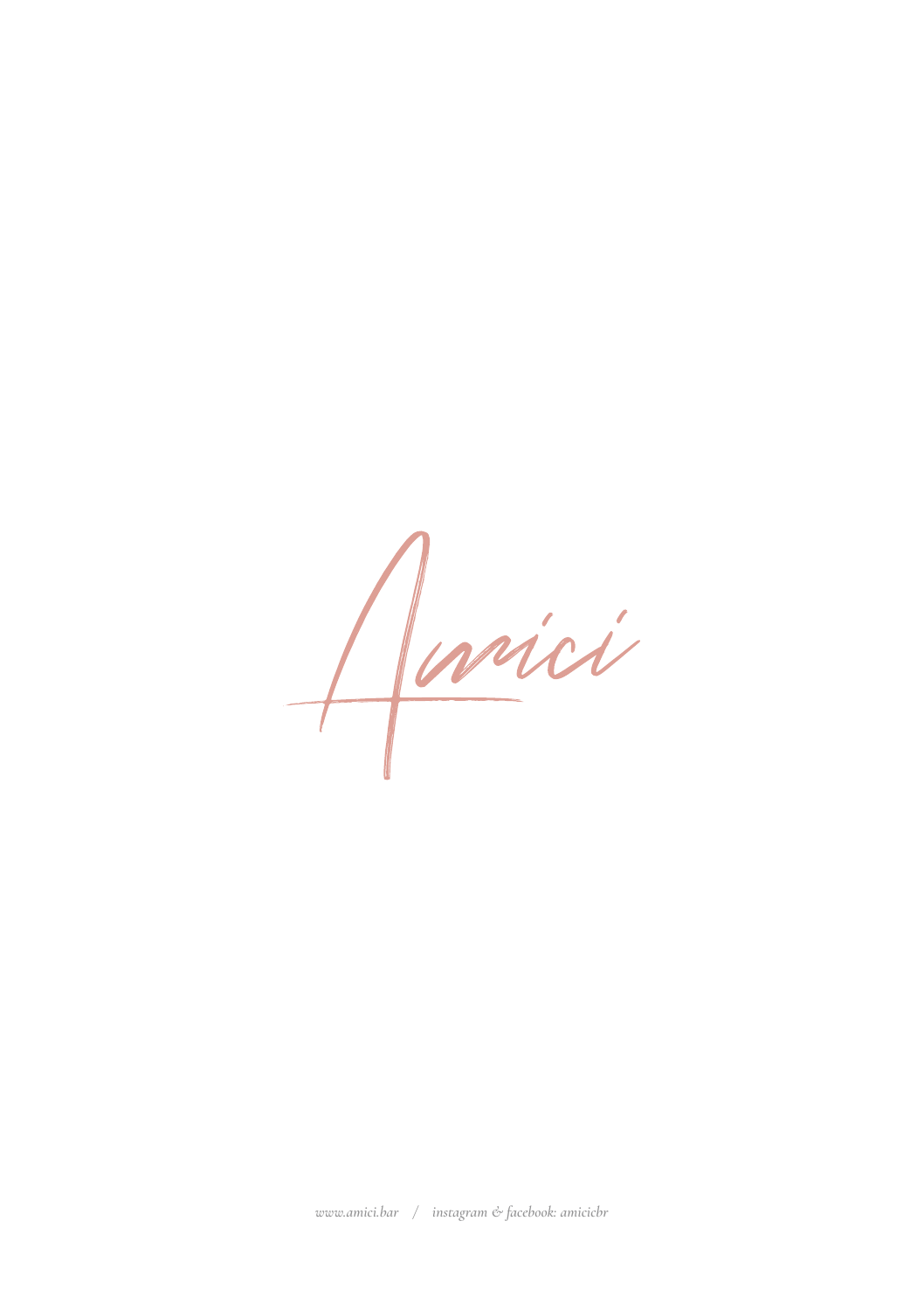# Amici

*www.amici.bar / instagram & facebook: amicibr*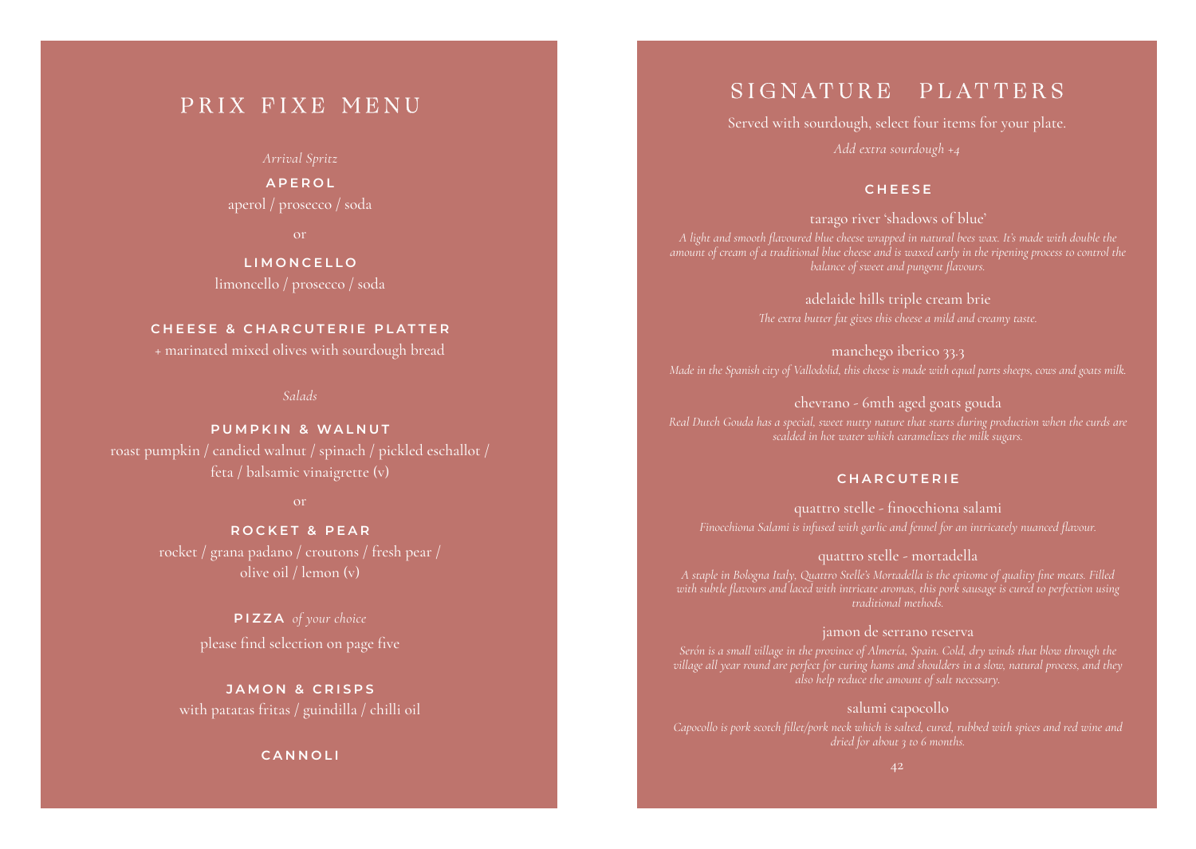# PRIX FIXE MENU

*Arrival Spritz*

**APEROL**

aperol / prosecco / soda

or

**LIMONCELLO**

limoncello / prosecco / soda

**CHEESE & CHARCUTERIE PLATTER**

+ marinated mixed olives with sourdough bread

*Salads*

**PUMPKIN & WALNUT**

roast pumpkin / candied walnut / spinach / pickled eschallot / feta / balsamic vinaigrette (v)

or

**ROCKET & PEAR**

rocket / grana padano / croutons / fresh pear / olive oil / lemon (v)

**PIZZA** *of your choice*

please find selection on page five

**JAMON & CRISPS**

with patatas fritas / guindilla / chilli oil

**CANNOLI**

# SIGNATURE PLATTERS

Served with sourdough, select four items for your plate.

*Add extra sourdough +4*

## CHEESE

tarago river 'shadows of blue'

*A light and smooth flavoured blue cheese wrapped in natural bees wax. It's made with double the amount of cream of a traditional blue cheese and is waxed early in the ripening process to control the balance of sweet and pungent flavours.*

adelaide hills triple cream brie

*The extra butter fat gives this cheese a mild and creamy taste.*

manchego iberico 33.3

*Made in the Spanish city of Vallodolid, this cheese is made with equal parts sheeps, cows and goats milk.*

chevrano - 6mth aged goats gouda

*Real Dutch Gouda has a special, sweet nutty nature that starts during production when the curds are scalded in hot water which caramelizes the milk sugars.*

## CHARCUTERIE

quattro stelle - finocchiona salami

*Finocchiona Salami is infused with garlic and fennel for an intricately nuanced flavour.*

quattro stelle - mortadella

*A staple in Bologna Italy, Quattro Stelle's Mortadella is the epitome of quality fine meats. Filled with subtle flavours and laced with intricate aromas, this pork sausage is cured to perfection using traditional methods.*

jamon de serrano reserva

*Serón is a small village in the province of Almería, Spain. Cold, dry winds that blow through the village all year round are perfect for curing hams and shoulders in a slow, natural process, and they also help reduce the amount of salt necessary.*

salumi capocollo

*Capocollo is pork scotch fillet/pork neck which is salted, cured, rubbed with spices and red wine and dried for about 3 to 6 months.*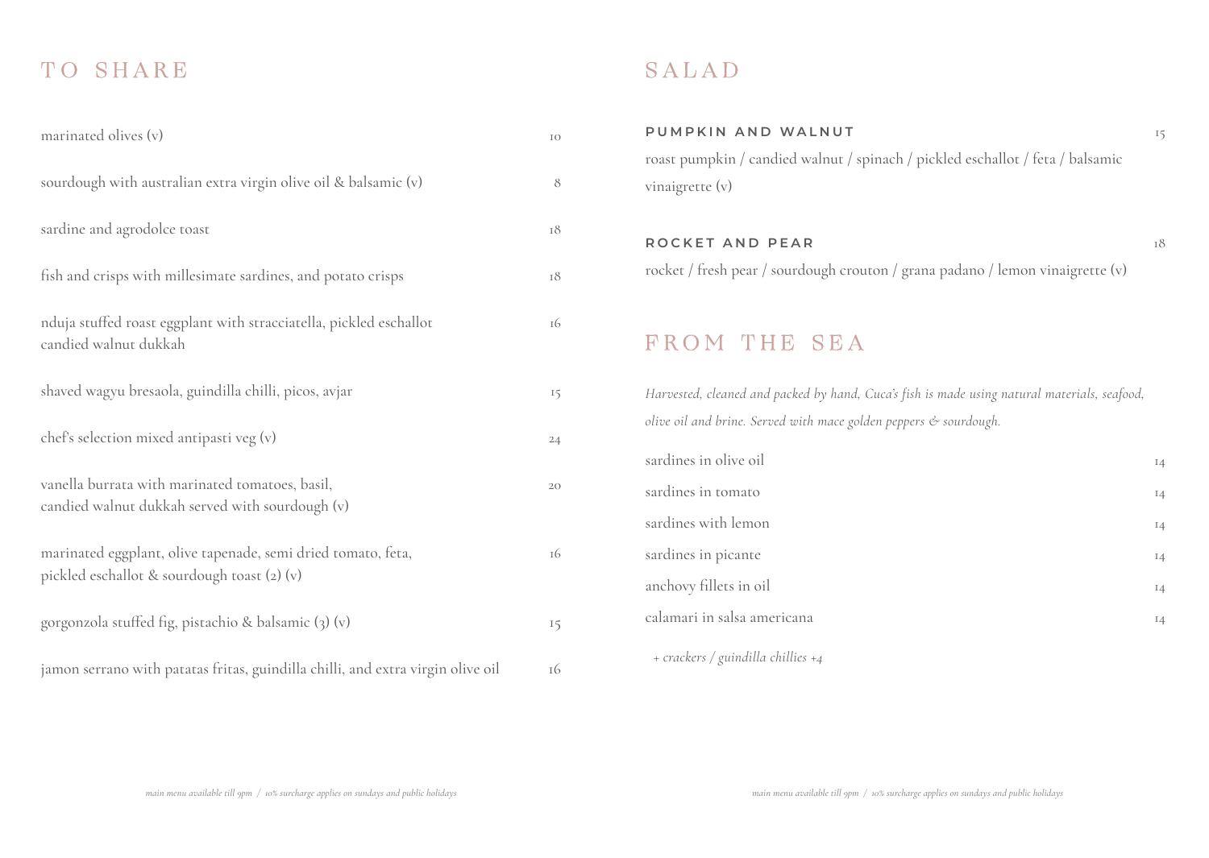## TO SHARE

| | |
|---|---|
| marinated olives (v) | 10 |
| sourdough with australian extra virgin olive oil & balsamic (v) | 8 |
| sardine and agrodolce toast | 18 |
| fish and crisps with millesimate sardines, and potato crisps | 18 |
| nduja stuffed roast eggplant with stracciatella, pickled eschallot candied walnut dukkah | 16 |
| shaved wagyu bresaola, guindilla chilli, picos, avjar | 15 |
| chef's selection mixed antipasti veg (v) | 24 |
| vanella burrata with marinated tomatoes, basil, candied walnut dukkah served with sourdough (v) | 20 |
| marinated eggplant, olive tapenade, semi dried tomato, feta, pickled eschallot & sourdough toast (2) (v) | 16 |
| gorgonzola stuffed fig, pistachio & balsamic (3) (v) | 15 |
| jamon serrano with patatas fritas, guindilla chilli, and extra virgin olive oil | 16 |

*main menu available till 9pm / 10% surcharge applies on sundays and public holidays*

## SALAD

**PUMPKIN AND WALNUT** 15

roast pumpkin / candied walnut / spinach / pickled eschallot / feta / balsamic vinaigrette (v)

**ROCKET AND PEAR** 18

rocket / fresh pear / sourdough crouton / grana padano / lemon vinaigrette (v)

## FROM THE SEA

*Harvested, cleaned and packed by hand, Cuca's fish is made using natural materials, seafood, olive oil and brine. Served with mace golden peppers & sourdough.*

| | |
|---|---|
| sardines in olive oil | 14 |
| sardines in tomato | 14 |
| sardines with lemon | 14 |
| sardines in picante | 14 |
| anchovy fillets in oil | 14 |
| calamari in salsa americana | 14 |

*+ crackers / guindilla chillies +4*

*main menu available till 9pm / 10% surcharge applies on sundays and public holidays*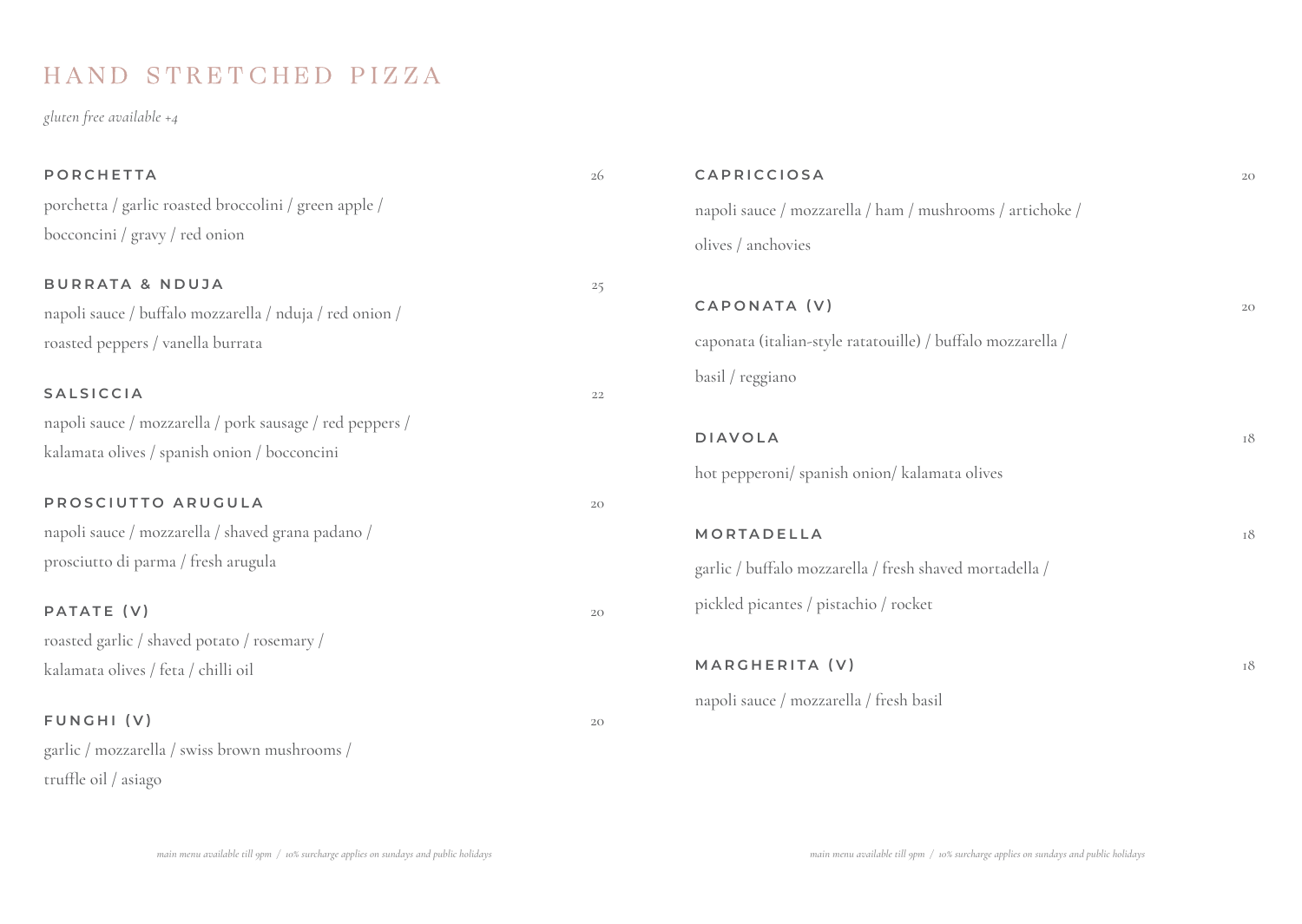# HAND STRETCHED PIZZA

*gluten free available +4*

**PORCHETTA** 26

porchetta / garlic roasted broccolini / green apple / bocconcini / gravy / red onion

**BURRATA & NDUJA** 25

napoli sauce / buffalo mozzarella / nduja / red onion / roasted peppers / vanella burrata

**SALSICCIA** 22

napoli sauce / mozzarella / pork sausage / red peppers / kalamata olives / spanish onion / bocconcini

**PROSCIUTTO ARUGULA** 20

napoli sauce / mozzarella / shaved grana padano / prosciutto di parma / fresh arugula

**PATATE (V)** 20

roasted garlic / shaved potato / rosemary / kalamata olives / feta / chilli oil

**FUNGHI (V)** 20

garlic / mozzarella / swiss brown mushrooms / truffle oil / asiago

**CAPRICCIOSA** 20

napoli sauce / mozzarella / ham / mushrooms / artichoke / olives / anchovies

**CAPONATA (V)** 20

caponata (italian-style ratatouille) / buffalo mozzarella / basil / reggiano

**DIAVOLA** 18

hot pepperoni/ spanish onion/ kalamata olives

**MORTADELLA** 18

garlic / buffalo mozzarella / fresh shaved mortadella / pickled picantes / pistachio / rocket

**MARGHERITA (V)** 18

napoli sauce / mozzarella / fresh basil

*main menu available till 9pm / 10% surcharge applies on sundays and public holidays*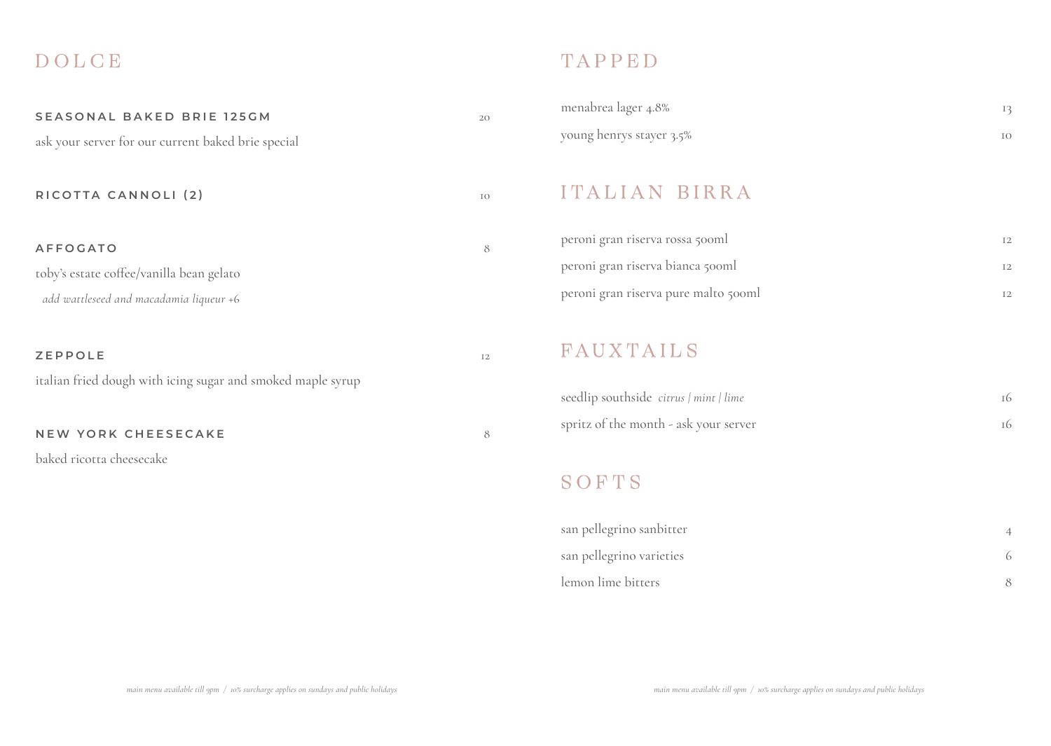## DOLCE

**SEASONAL BAKED BRIE 125GM** 20

ask your server for our current baked brie special

**RICOTTA CANNOLI (2)** 10

**AFFOGATO** 8

toby's estate coffee/vanilla bean gelato

*add wattleseed and macadamia liqueur +6*

**ZEPPOLE** 12

italian fried dough with icing sugar and smoked maple syrup

**NEW YORK CHEESECAKE** 8

baked ricotta cheesecake

## TAPPED

| | |
|---|---|
| menabrea lager 4.8% | 13 |
| young henrys stayer 3.5% | 10 |

## ITALIAN BIRRA

| | |
|---|---|
| peroni gran riserva rossa 500ml | 12 |
| peroni gran riserva bianca 500ml | 12 |
| peroni gran riserva pure malto 500ml | 12 |

## FAUXTAILS

| | |
|---|---|
| seedlip southside *citrus / mint / lime* | 16 |
| spritz of the month - ask your server | 16 |

## SOFTS

| | |
|---|---|
| san pellegrino sanbitter | 4 |
| san pellegrino varieties | 6 |
| lemon lime bitters | 8 |

*main menu available till 9pm / 10% surcharge applies on sundays and public holidays*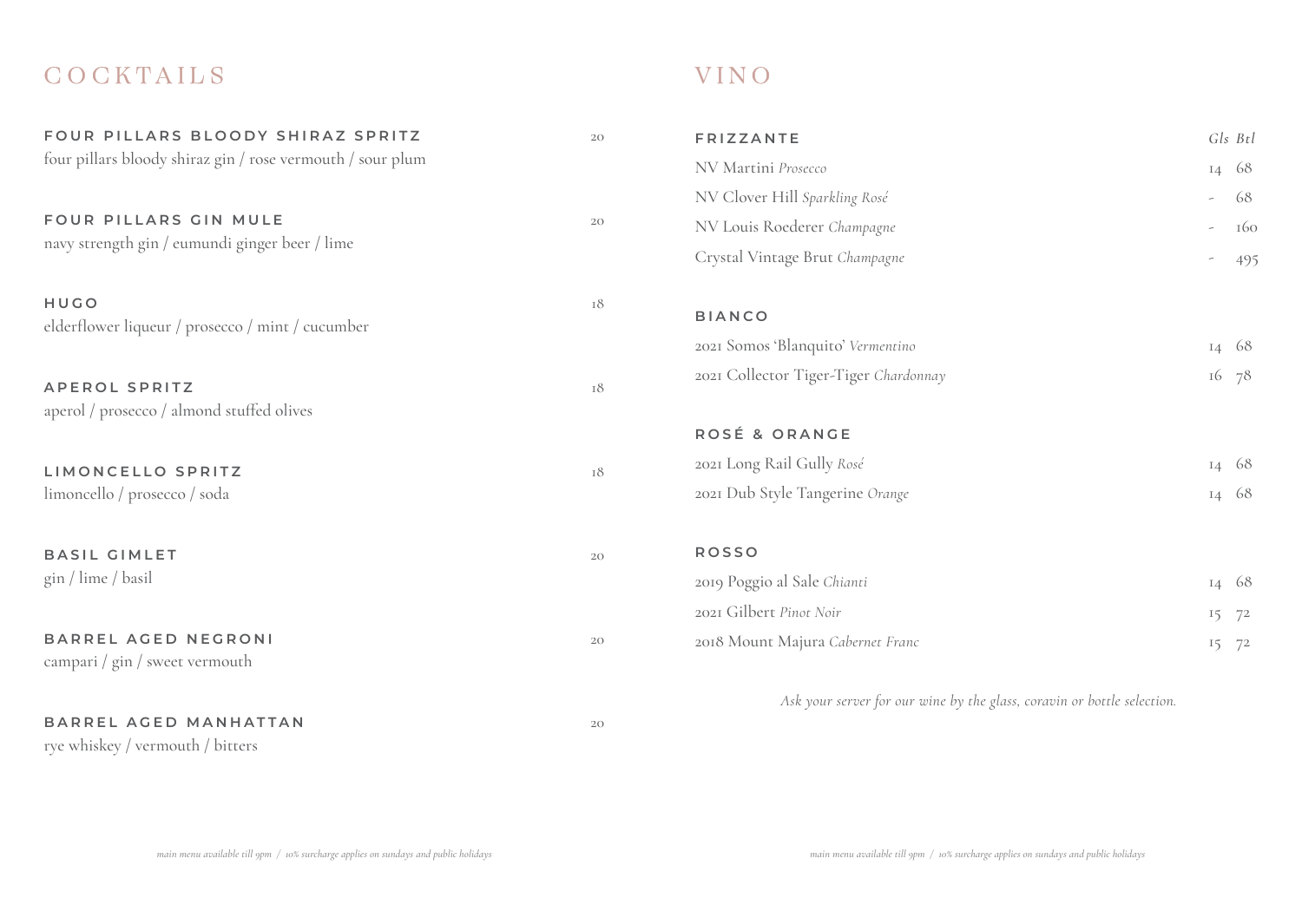# COCKTAILS

**FOUR PILLARS BLOODY SHIRAZ SPRITZ** 20
four pillars bloody shiraz gin / rose vermouth / sour plum

**FOUR PILLARS GIN MULE** 20
navy strength gin / eumundi ginger beer / lime

**HUGO** 18
elderflower liqueur / prosecco / mint / cucumber

**APEROL SPRITZ** 18
aperol / prosecco / almond stuffed olives

**LIMONCELLO SPRITZ** 18
limoncello / prosecco / soda

**BASIL GIMLET** 20
gin / lime / basil

**BARREL AGED NEGRONI** 20
campari / gin / sweet vermouth

**BARREL AGED MANHATTAN** 20
rye whiskey / vermouth / bitters

*main menu available till 9pm / 10% surcharge applies on sundays and public holidays*

# VINO

| **FRIZZANTE** | *Gls* | *Btl* |
|---|---|---|
| NV Martini *Prosecco* | 14 | 68 |
| NV Clover Hill *Sparkling Rosé* | - | 68 |
| NV Louis Roederer *Champagne* | - | 160 |
| Crystal Vintage Brut *Champagne* | - | 495 |
| **BIANCO** | | |
| 2021 Somos 'Blanquito' *Vermentino* | 14 | 68 |
| 2021 Collector Tiger-Tiger *Chardonnay* | 16 | 78 |
| **ROSÉ & ORANGE** | | |
| 2021 Long Rail Gully *Rosé* | 14 | 68 |
| 2021 Dub Style Tangerine *Orange* | 14 | 68 |
| **ROSSO** | | |
| 2019 Poggio al Sale *Chianti* | 14 | 68 |
| 2021 Gilbert *Pinot Noir* | 15 | 72 |
| 2018 Mount Majura *Cabernet Franc* | 15 | 72 |

*Ask your server for our wine by the glass, coravin or bottle selection.*

*main menu available till 9pm / 10% surcharge applies on sundays and public holidays*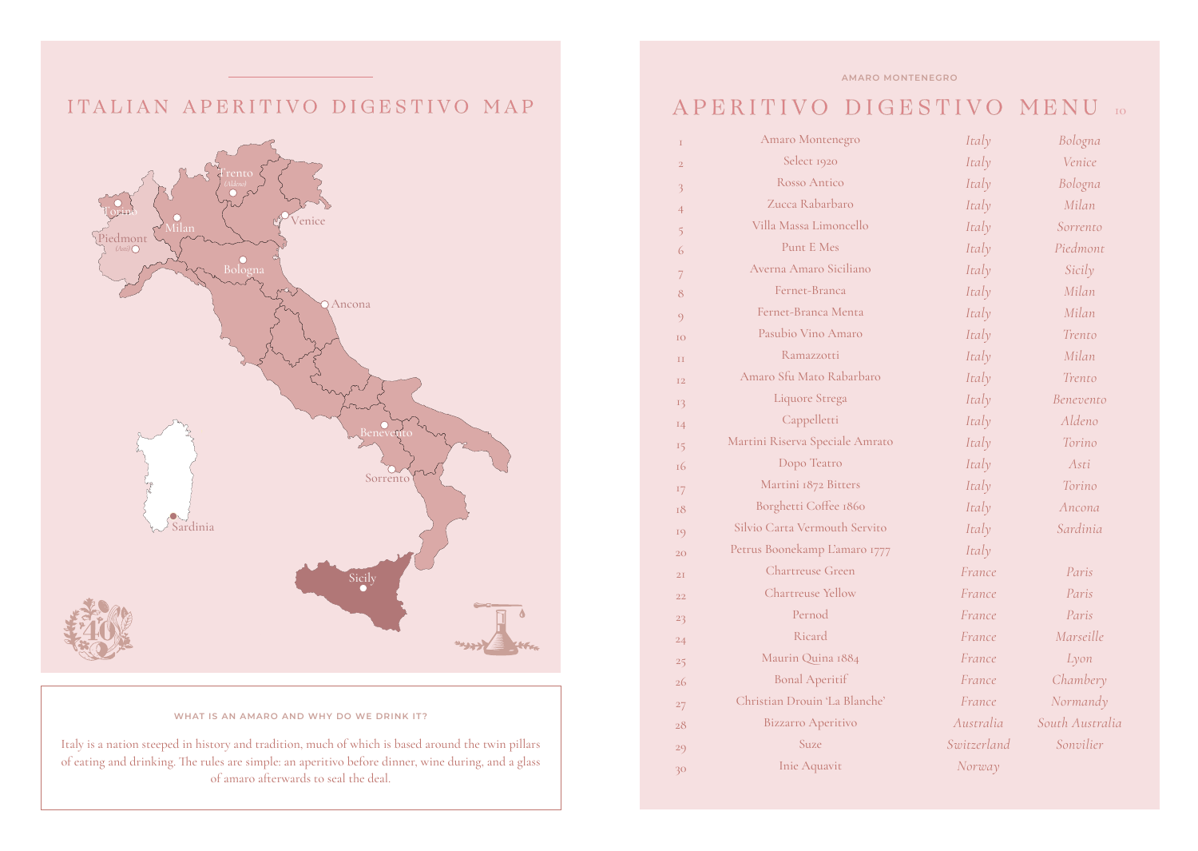# ITALIAN APERITIVO DIGESTIVO MAP

Trento (Aldeno)

Torino

Milan

Venice

Piedmont (Asti)

Bologna

Ancona

Benevento

Sorrento

Sardinia

Sicily

#### WHAT IS AN AMARO AND WHY DO WE DRINK IT?

Italy is a nation steeped in history and tradition, much of which is based around the twin pillars of eating and drinking. The rules are simple: an aperitivo before dinner, wine during, and a glass of amaro afterwards to seal the deal.

AMARO MONTENEGRO

# APERITIVO DIGESTIVO MENU

| # | Name | Country | Region |
|---|---|---|---|
| 1 | Amaro Montenegro | *Italy* | *Bologna* |
| 2 | Select 1920 | *Italy* | *Venice* |
| 3 | Rosso Antico | *Italy* | *Bologna* |
| 4 | Zucca Rabarbaro | *Italy* | *Milan* |
| 5 | Villa Massa Limoncello | *Italy* | *Sorrento* |
| 6 | Punt E Mes | *Italy* | *Piedmont* |
| 7 | Averna Amaro Siciliano | *Italy* | *Sicily* |
| 8 | Fernet-Branca | *Italy* | *Milan* |
| 9 | Fernet-Branca Menta | *Italy* | *Milan* |
| 10 | Pasubio Vino Amaro | *Italy* | *Trento* |
| 11 | Ramazzotti | *Italy* | *Milan* |
| 12 | Amaro Sfu Mato Rabarbaro | *Italy* | *Trento* |
| 13 | Liquore Strega | *Italy* | *Benevento* |
| 14 | Cappelletti | *Italy* | *Aldeno* |
| 15 | Martini Riserva Speciale Amrato | *Italy* | *Torino* |
| 16 | Dopo Teatro | *Italy* | *Asti* |
| 17 | Martini 1872 Bitters | *Italy* | *Torino* |
| 18 | Borghetti Coffee 1860 | *Italy* | *Ancona* |
| 19 | Silvio Carta Vermouth Servito | *Italy* | *Sardinia* |
| 20 | Petrus Boonekamp L'amaro 1777 | *Italy* | |
| 21 | Chartreuse Green | *France* | *Paris* |
| 22 | Chartreuse Yellow | *France* | *Paris* |
| 23 | Pernod | *France* | *Paris* |
| 24 | Ricard | *France* | *Marseille* |
| 25 | Maurin Quina 1884 | *France* | *Lyon* |
| 26 | Bonal Aperitif | *France* | *Chambery* |
| 27 | Christian Drouin 'La Blanche' | *France* | *Normandy* |
| 28 | Bizzarro Aperitivo | *Australia* | *South Australia* |
| 29 | Suze | *Switzerland* | *Sonvilier* |
| 30 | Inie Aquavit | *Norway* | |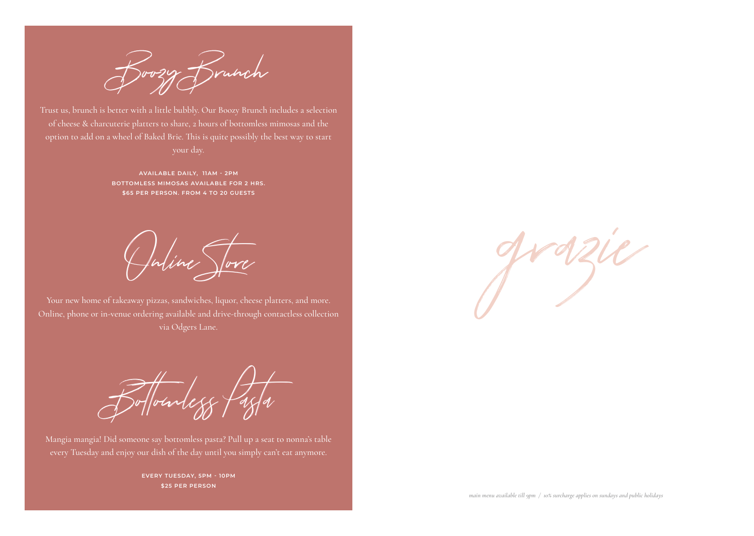## Boozy Brunch

Trust us, brunch is better with a little bubbly. Our Boozy Brunch includes a selection of cheese & charcuterie platters to share, 2 hours of bottomless mimosas and the option to add on a wheel of Baked Brie. This is quite possibly the best way to start your day.

**AVAILABLE DAILY, 11AM - 2PM**
**BOTTOMLESS MIMOSAS AVAILABLE FOR 2 HRS.**
**$65 PER PERSON. FROM 4 TO 20 GUESTS**

## Online Store

Your new home of takeaway pizzas, sandwiches, liquor, cheese platters, and more. Online, phone or in-venue ordering available and drive-through contactless collection via Odgers Lane.

## Bottomless Pasta

Mangia mangia! Did someone say bottomless pasta? Pull up a seat to nonna's table every Tuesday and enjoy our dish of the day until you simply can't eat anymore.

**EVERY TUESDAY, 5PM - 10PM**
**$25 PER PERSON**

# grazie

*main menu available till 9pm / 10% surcharge applies on sundays and public holidays*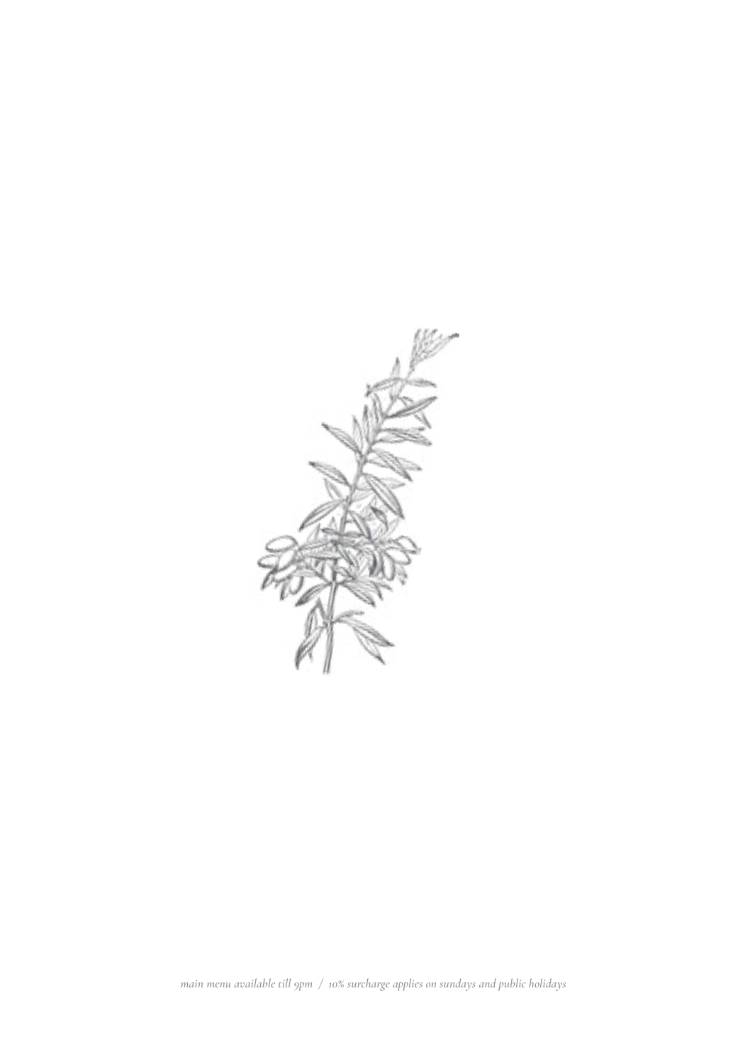*main menu available till 9pm / 10% surcharge applies on sundays and public holidays*